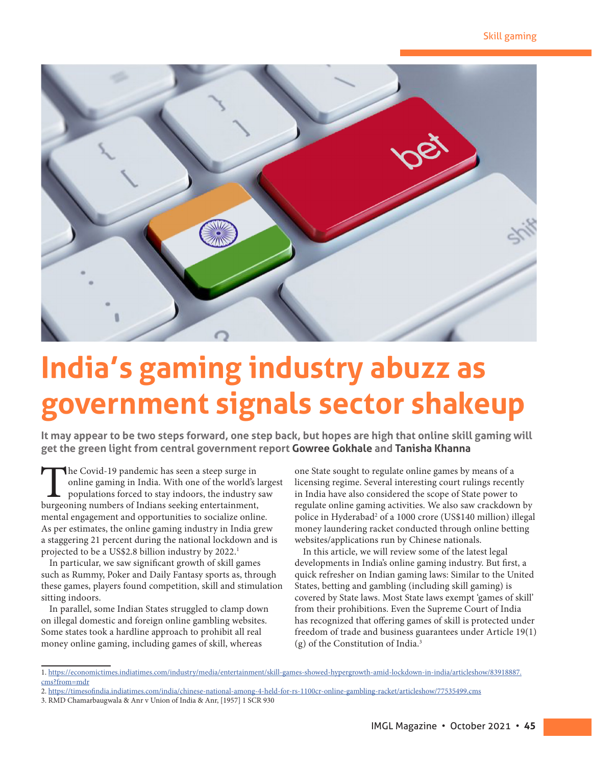# India's gaming industry abuzz as government signals sector shakeup

**It may appear to be two steps forward, one step back, but hopes are high that online skill gaming will get the green light from central government report Gowree Gokhale and Tanisha Khanna**

The Covid-19 pandemic has seen a steep surge in online gaming in India. With one of the world's largest populations forced to stay indoors, the industry saw burgeoning numbers of Indians seeking entertainment, mental engagement and opportunities to socialize online. As per estimates, the online gaming industry in India grew a staggering 21 percent during the national lockdown and is projected to be a US$2.8 billion industry by 2022.[1]

In particular, we saw significant growth of skill games such as Rummy, Poker and Daily Fantasy sports as, through these games, players found competition, skill and stimulation sitting indoors.

In parallel, some Indian States struggled to clamp down on illegal domestic and foreign online gambling websites. Some states took a hardline approach to prohibit all real money online gaming, including games of skill, whereas one State sought to regulate online games by means of a licensing regime. Several interesting court rulings recently in India have also considered the scope of State power to regulate online gaming activities. We also saw crackdown by police in Hyderabad[2] of a 1000 crore (US$140 million) illegal money laundering racket conducted through online betting websites/applications run by Chinese nationals.

In this article, we will review some of the latest legal developments in India's online gaming industry. But first, a quick refresher on Indian gaming laws: Similar to the United States, betting and gambling (including skill gaming) is covered by State laws. Most State laws exempt 'games of skill' from their prohibitions. Even the Supreme Court of India has recognized that offering games of skill is protected under freedom of trade and business guarantees under Article 19(1)(g) of the Constitution of India.[3]

---

1. https://economictimes.indiatimes.com/industry/media/entertainment/skill-games-showed-hypergrowth-amid-lockdown-in-india/articleshow/83918887.cms?from=mdr
2. https://timesofindia.indiatimes.com/india/chinese-national-among-4-held-for-rs-1100cr-online-gambling-racket/articleshow/77535499.cms
3. RMD Chamarbaugwala & Anr v Union of India & Anr, [1957] 1 SCR 930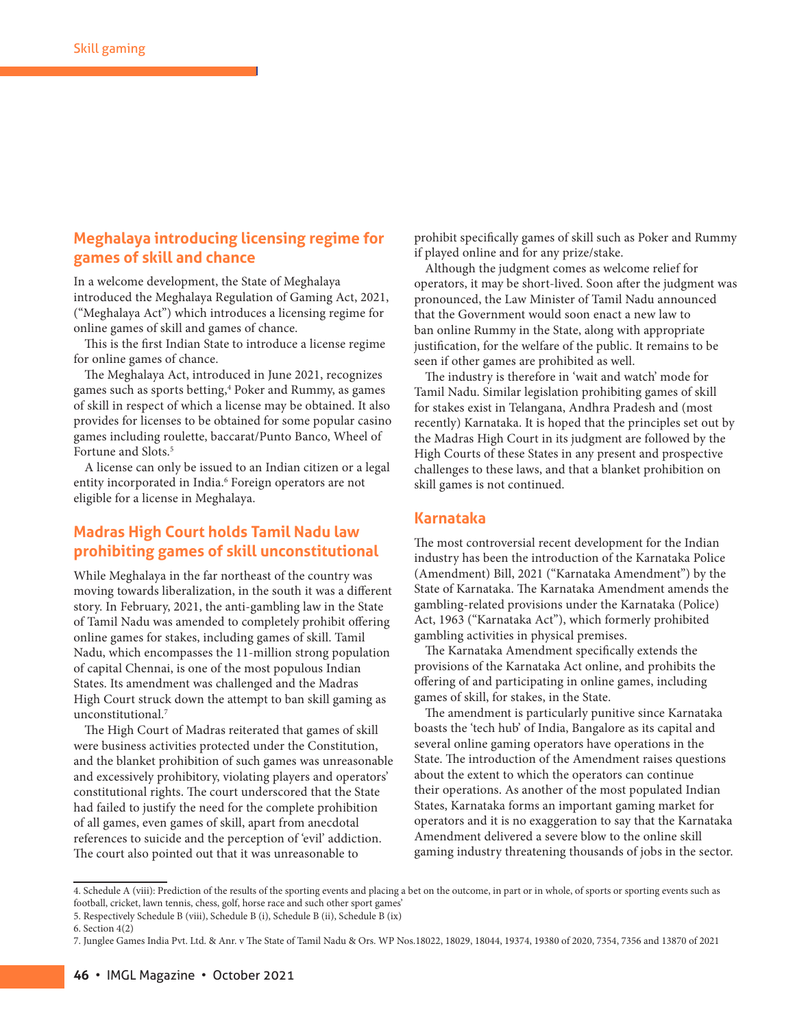## Meghalaya introducing licensing regime for games of skill and chance

In a welcome development, the State of Meghalaya introduced the Meghalaya Regulation of Gaming Act, 2021, ("Meghalaya Act") which introduces a licensing regime for online games of skill and games of chance.

This is the first Indian State to introduce a license regime for online games of chance.

The Meghalaya Act, introduced in June 2021, recognizes games such as sports betting,[4] Poker and Rummy, as games of skill in respect of which a license may be obtained. It also provides for licenses to be obtained for some popular casino games including roulette, baccarat/Punto Banco, Wheel of Fortune and Slots.[5]

A license can only be issued to an Indian citizen or a legal entity incorporated in India.[6] Foreign operators are not eligible for a license in Meghalaya.

## Madras High Court holds Tamil Nadu law prohibiting games of skill unconstitutional

While Meghalaya in the far northeast of the country was moving towards liberalization, in the south it was a different story. In February, 2021, the anti-gambling law in the State of Tamil Nadu was amended to completely prohibit offering online games for stakes, including games of skill. Tamil Nadu, which encompasses the 11-million strong population of capital Chennai, is one of the most populous Indian States. Its amendment was challenged and the Madras High Court struck down the attempt to ban skill gaming as unconstitutional.[7]

The High Court of Madras reiterated that games of skill were business activities protected under the Constitution, and the blanket prohibition of such games was unreasonable and excessively prohibitory, violating players and operators' constitutional rights. The court underscored that the State had failed to justify the need for the complete prohibition of all games, even games of skill, apart from anecdotal references to suicide and the perception of 'evil' addiction. The court also pointed out that it was unreasonable to prohibit specifically games of skill such as Poker and Rummy if played online and for any prize/stake.

Although the judgment comes as welcome relief for operators, it may be short-lived. Soon after the judgment was pronounced, the Law Minister of Tamil Nadu announced that the Government would soon enact a new law to ban online Rummy in the State, along with appropriate justification, for the welfare of the public. It remains to be seen if other games are prohibited as well.

The industry is therefore in 'wait and watch' mode for Tamil Nadu. Similar legislation prohibiting games of skill for stakes exist in Telangana, Andhra Pradesh and (most recently) Karnataka. It is hoped that the principles set out by the Madras High Court in its judgment are followed by the High Courts of these States in any present and prospective challenges to these laws, and that a blanket prohibition on skill games is not continued.

## Karnataka

The most controversial recent development for the Indian industry has been the introduction of the Karnataka Police (Amendment) Bill, 2021 ("Karnataka Amendment") by the State of Karnataka. The Karnataka Amendment amends the gambling-related provisions under the Karnataka (Police) Act, 1963 ("Karnataka Act"), which formerly prohibited gambling activities in physical premises.

The Karnataka Amendment specifically extends the provisions of the Karnataka Act online, and prohibits the offering of and participating in online games, including games of skill, for stakes, in the State.

The amendment is particularly punitive since Karnataka boasts the 'tech hub' of India, Bangalore as its capital and several online gaming operators have operations in the State. The introduction of the Amendment raises questions about the extent to which the operators can continue their operations. As another of the most populated Indian States, Karnataka forms an important gaming market for operators and it is no exaggeration to say that the Karnataka Amendment delivered a severe blow to the online skill gaming industry threatening thousands of jobs in the sector.

---

4. Schedule A (viii): Prediction of the results of the sporting events and placing a bet on the outcome, in part or in whole, of sports or sporting events such as football, cricket, lawn tennis, chess, golf, horse race and such other sport games'
5. Respectively Schedule B (viii), Schedule B (i), Schedule B (ii), Schedule B (ix)
6. Section 4(2)
7. Junglee Games India Pvt. Ltd. & Anr. v The State of Tamil Nadu & Ors. WP Nos.18022, 18029, 18044, 19374, 19380 of 2020, 7354, 7356 and 13870 of 2021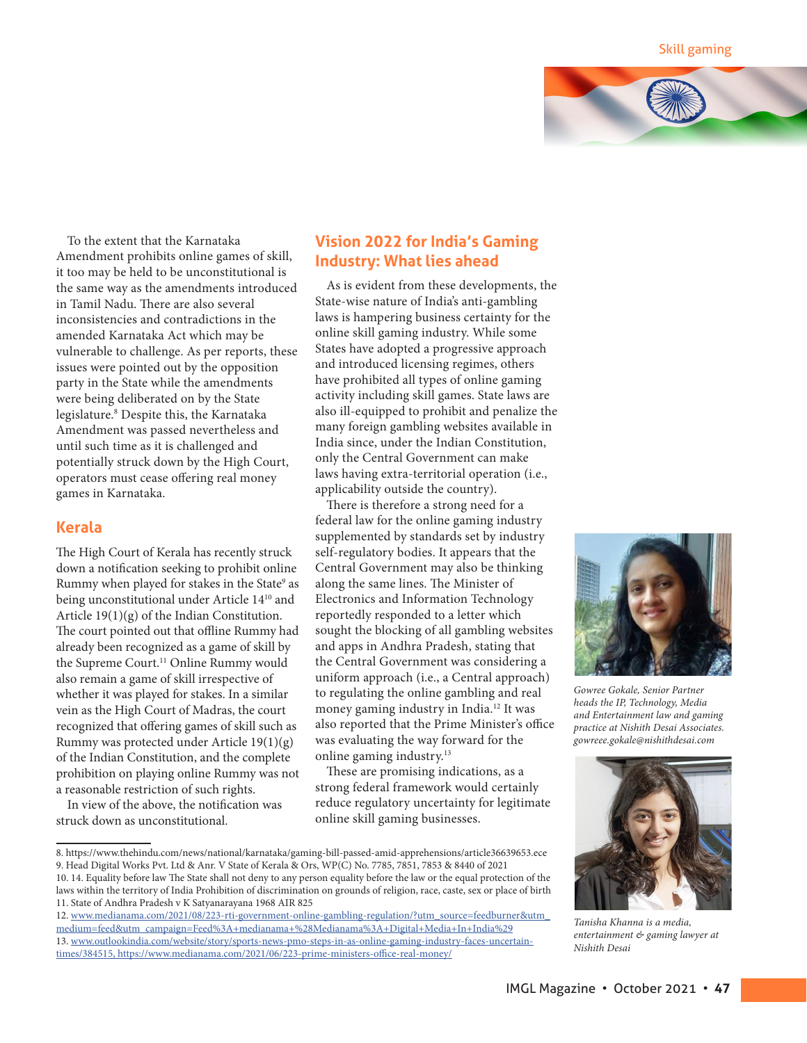To the extent that the Karnataka Amendment prohibits online games of skill, it too may be held to be unconstitutional is the same way as the amendments introduced in Tamil Nadu. There are also several inconsistencies and contradictions in the amended Karnataka Act which may be vulnerable to challenge. As per reports, these issues were pointed out by the opposition party in the State while the amendments were being deliberated on by the State legislature.[8] Despite this, the Karnataka Amendment was passed nevertheless and until such time as it is challenged and potentially struck down by the High Court, operators must cease offering real money games in Karnataka.

## Kerala

The High Court of Kerala has recently struck down a notification seeking to prohibit online Rummy when played for stakes in the State[9] as being unconstitutional under Article 14[10] and Article 19(1)(g) of the Indian Constitution. The court pointed out that offline Rummy had already been recognized as a game of skill by the Supreme Court.[11] Online Rummy would also remain a game of skill irrespective of whether it was played for stakes. In a similar vein as the High Court of Madras, the court recognized that offering games of skill such as Rummy was protected under Article 19(1)(g) of the Indian Constitution, and the complete prohibition on playing online Rummy was not a reasonable restriction of such rights.

In view of the above, the notification was struck down as unconstitutional.

## Vision 2022 for India's Gaming Industry: What lies ahead

As is evident from these developments, the State-wise nature of India's anti-gambling laws is hampering business certainty for the online skill gaming industry. While some States have adopted a progressive approach and introduced licensing regimes, others have prohibited all types of online gaming activity including skill games. State laws are also ill-equipped to prohibit and penalize the many foreign gambling websites available in India since, under the Indian Constitution, only the Central Government can make laws having extra-territorial operation (i.e., applicability outside the country).

There is therefore a strong need for a federal law for the online gaming industry supplemented by standards set by industry self-regulatory bodies. It appears that the Central Government may also be thinking along the same lines. The Minister of Electronics and Information Technology reportedly responded to a letter which sought the blocking of all gambling websites and apps in Andhra Pradesh, stating that the Central Government was considering a uniform approach (i.e., a Central approach) to regulating the online gambling and real money gaming industry in India.[12] It was also reported that the Prime Minister's office was evaluating the way forward for the online gaming industry.[13]

These are promising indications, as a strong federal framework would certainly reduce regulatory uncertainty for legitimate online skill gaming businesses.

*Gowree Gokale, Senior Partner heads the IP, Technology, Media and Entertainment law and gaming practice at Nishith Desai Associates. gowreee.gokale@nishithdesai.com*

*Tanisha Khanna is a media, entertainment & gaming lawyer at Nishith Desai*

---

8. https://www.thehindu.com/news/national/karnataka/gaming-bill-passed-amid-apprehensions/article36639653.ece
9. Head Digital Works Pvt. Ltd & Anr. V State of Kerala & Ors, WP(C) No. 7785, 7851, 7853 & 8440 of 2021
10. 14. Equality before law The State shall not deny to any person equality before the law or the equal protection of the laws within the territory of India Prohibition of discrimination on grounds of religion, race, caste, sex or place of birth
11. State of Andhra Pradesh v K Satyanarayana 1968 AIR 825
12. www.medianama.com/2021/08/223-rti-government-online-gambling-regulation/?utm_source=feedburner&utm_medium=feed&utm_campaign=Feed%3A+medianama+%28Medianama%3A+Digital+Media+In+India%29
13. www.outlookindia.com/website/story/sports-news-pmo-steps-in-as-online-gaming-industry-faces-uncertain-times/384515, https://www.medianama.com/2021/06/223-prime-ministers-office-real-money/